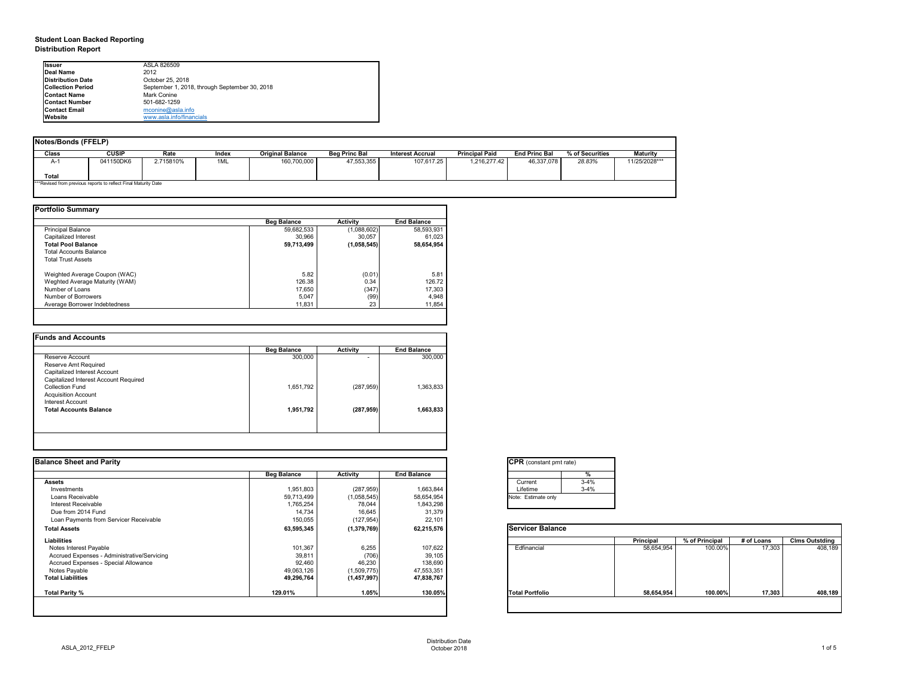# Student Loan Backed Reporting

## Distribution Report

| | |
|---|---|
| **Issuer** | ASLA 826509 |
| **Deal Name** | 2012 |
| **Distribution Date** | October 25, 2018 |
| **Collection Period** | September 1, 2018, through September 30, 2018 |
| **Contact Name** | Mark Conine |
| **Contact Number** | 501-682-1259 |
| **Contact Email** | mconine@asla.info |
| **Website** | www.asla.info/financials |

### Notes/Bonds (FFELP)

| Class | CUSIP | Rate | Index | Original Balance | Beg Princ Bal | Interest Accrual | Principal Paid | End Princ Bal | % of Securities | Maturity |
|---|---|---|---|---|---|---|---|---|---|---|
| A-1 | 041150DK6 | 2.715810% | 1ML | 160,700,000 | 47,553,355 | 107,617.25 | 1,216,277.42 | 46,337,078 | *28.83%* | 11/25/2028*** |
| **Total** | | | | | | | | | | |

***Revised from previous reports to reflect Final Maturity Date

### Portfolio Summary

| | Beg Balance | Activity | End Balance |
|---|---|---|---|
| Principal Balance | 59,682,533 | (1,088,602) | 58,593,931 |
| Capitalized Interest | 30,966 | 30,057 | 61,023 |
| **Total Pool Balance** | **59,713,499** | **(1,058,545)** | **58,654,954** |
| Total Accounts Balance | | | |
| Total Trust Assets | | | |
| Weighted Average Coupon (WAC) | 5.82 | (0.01) | 5.81 |
| Weghted Average Maturity (WAM) | 126.38 | 0.34 | 126.72 |
| Number of Loans | 17,650 | (347) | 17,303 |
| Number of Borrowers | 5,047 | (99) | 4,948 |
| Average Borrower Indebtedness | 11,831 | 23 | 11,854 |

### Funds and Accounts

| | Beg Balance | Activity | End Balance |
|---|---|---|---|
| Reserve Account | 300,000 | - | 300,000 |
| Reserve Amt Required | | | |
| Capitalized Interest Account | | | |
| Capitalized Interest Account Required | | | |
| Collection Fund | 1,651,792 | (287,959) | 1,363,833 |
| Acquisition Account | | | |
| Interest Account | | | |
| **Total Accounts Balance** | **1,951,792** | **(287,959)** | **1,663,833** |

### Balance Sheet and Parity

| | Beg Balance | Activity | End Balance |
|---|---|---|---|
| **Assets** | | | |
| Investments | 1,951,803 | (287,959) | 1,663,844 |
| Loans Receivable | 59,713,499 | (1,058,545) | 58,654,954 |
| Interest Receivable | 1,765,254 | 78,044 | 1,843,298 |
| Due from 2014 Fund | 14,734 | 16,645 | 31,379 |
| Loan Payments from Servicer Receivable | 150,055 | (127,954) | 22,101 |
| **Total Assets** | **63,595,345** | **(1,379,769)** | **62,215,576** |
| **Liabilities** | | | |
| Notes Interest Payable | 101,367 | 6,255 | 107,622 |
| Accrued Expenses - Administrative/Servicing | 39,811 | (706) | 39,105 |
| Accrued Expenses - Special Allowance | 92,460 | 46,230 | 138,690 |
| Notes Payable | 49,063,126 | (1,509,775) | 47,553,351 |
| **Total Liabilities** | **49,296,764** | **(1,457,997)** | **47,838,767** |
| **Total Parity %** | **129.01%** | **1.05%** | **130.05%** |

### CPR (constant pmt rate)

| | % |
|---|---|
| Current | 3-4% |
| Lifetime | 3-4% |

Note: Estimate only

### Servicer Balance

| | Principal | % of Principal | # of Loans | Clms Outstding |
|---|---|---|---|---|
| Edfinancial | 58,654,954 | 100.00% | 17,303 | 408,189 |
| **Total Portfolio** | **58,654,954** | **100.00%** | **17,303** | **408,189** |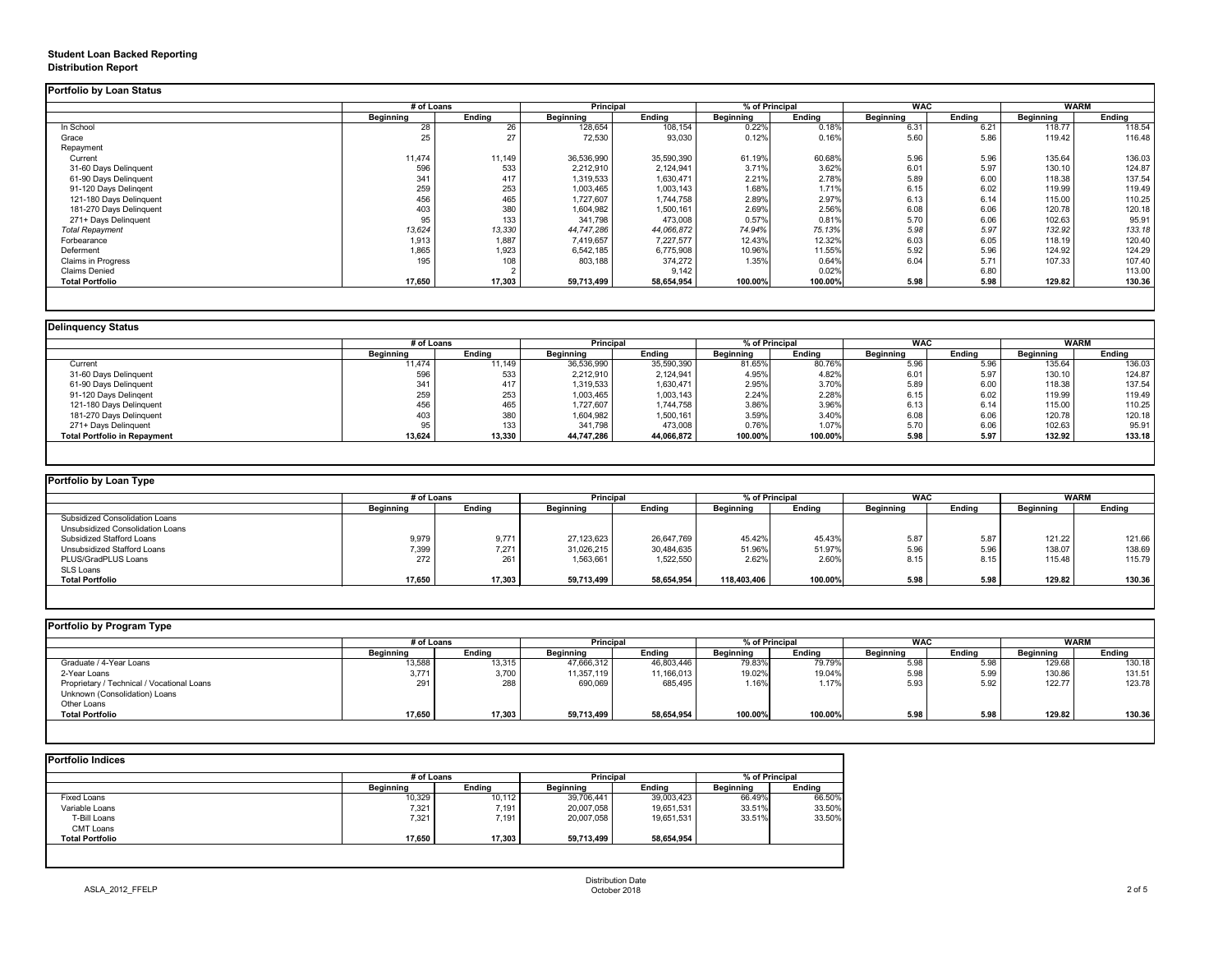**Student Loan Backed Reporting**
**Distribution Report**

## Portfolio by Loan Status

| | # of Loans | | Principal | | % of Principal | | WAC | | WARM | |
|---|---|---|---|---|---|---|---|---|---|---|
| | Beginning | Ending | Beginning | Ending | Beginning | Ending | Beginning | Ending | Beginning | Ending |
| In School | 28 | 26 | 128,654 | 108,154 | 0.22% | 0.18% | 6.31 | 6.21 | 118.77 | 118.54 |
| Grace | 25 | 27 | 72,530 | 93,030 | 0.12% | 0.16% | 5.60 | 5.86 | 119.42 | 116.48 |
| Repayment | | | | | | | | | | |
| Current | 11,474 | 11,149 | 36,536,990 | 35,590,390 | 61.19% | 60.68% | 5.96 | 5.96 | 135.64 | 136.03 |
| 31-60 Days Delinquent | 596 | 533 | 2,212,910 | 2,124,941 | 3.71% | 3.62% | 6.01 | 5.97 | 130.10 | 124.87 |
| 61-90 Days Delinquent | 341 | 417 | 1,319,533 | 1,630,471 | 2.21% | 2.78% | 5.89 | 6.00 | 118.38 | 137.54 |
| 91-120 Days Delingent | 259 | 253 | 1,003,465 | 1,003,143 | 1.68% | 1.71% | 6.15 | 6.02 | 119.99 | 119.49 |
| 121-180 Days Delinquent | 456 | 465 | 1,727,607 | 1,744,758 | 2.89% | 2.97% | 6.13 | 6.14 | 115.00 | 110.25 |
| 181-270 Days Delinquent | 403 | 380 | 1,604,982 | 1,500,161 | 2.69% | 2.56% | 6.08 | 6.06 | 120.78 | 120.18 |
| 271+ Days Delinquent | 95 | 133 | 341,798 | 473,008 | 0.57% | 0.81% | 5.70 | 6.06 | 102.63 | 95.91 |
| *Total Repayment* | *13,624* | *13,330* | *44,747,286* | *44,066,872* | *74.94%* | *75.13%* | *5.98* | *5.97* | *132.92* | *133.18* |
| Forbearance | 1,913 | 1,887 | 7,419,657 | 7,227,577 | 12.43% | 12.32% | 6.03 | 6.05 | 118.19 | 120.40 |
| Deferment | 1,865 | 1,923 | 6,542,185 | 6,775,908 | 10.96% | 11.55% | 5.92 | 5.96 | 124.92 | 124.29 |
| Claims in Progress | 195 | 108 | 803,188 | 374,272 | 1.35% | 0.64% | 6.04 | 5.71 | 107.33 | 107.40 |
| Claims Denied | | 2 | | 9,142 | | 0.02% | | 6.80 | | 113.00 |
| **Total Portfolio** | **17,650** | **17,303** | **59,713,499** | **58,654,954** | **100.00%** | **100.00%** | **5.98** | **5.98** | **129.82** | **130.36** |

## Delinquency Status

| | # of Loans | | Principal | | % of Principal | | WAC | | WARM | |
|---|---|---|---|---|---|---|---|---|---|---|
| | Beginning | Ending | Beginning | Ending | Beginning | Ending | Beginning | Ending | Beginning | Ending |
| Current | 11,474 | 11,149 | 36,536,990 | 35,590,390 | 81.65% | 80.76% | 5.96 | 5.96 | 135.64 | 136.03 |
| 31-60 Days Delinquent | 596 | 533 | 2,212,910 | 2,124,941 | 4.95% | 4.82% | 6.01 | 5.97 | 130.10 | 124.87 |
| 61-90 Days Delinquent | 341 | 417 | 1,319,533 | 1,630,471 | 2.95% | 3.70% | 5.89 | 6.00 | 118.38 | 137.54 |
| 91-120 Days Delingent | 259 | 253 | 1,003,465 | 1,003,143 | 2.24% | 2.28% | 6.15 | 6.02 | 119.99 | 119.49 |
| 121-180 Days Delinquent | 456 | 465 | 1,727,607 | 1,744,758 | 3.86% | 3.96% | 6.13 | 6.14 | 115.00 | 110.25 |
| 181-270 Days Delinquent | 403 | 380 | 1,604,982 | 1,500,161 | 3.59% | 3.40% | 6.08 | 6.06 | 120.78 | 120.18 |
| 271+ Days Delinquent | 95 | 133 | 341,798 | 473,008 | 0.76% | 1.07% | 5.70 | 6.06 | 102.63 | 95.91 |
| **Total Portfolio in Repayment** | **13,624** | **13,330** | **44,747,286** | **44,066,872** | **100.00%** | **100.00%** | **5.98** | **5.97** | **132.92** | **133.18** |

## Portfolio by Loan Type

| | # of Loans | | Principal | | % of Principal | | WAC | | WARM | |
|---|---|---|---|---|---|---|---|---|---|---|
| | Beginning | Ending | Beginning | Ending | Beginning | Ending | Beginning | Ending | Beginning | Ending |
| Subsidized Consolidation Loans | | | | | | | | | | |
| Unsubsidized Consolidation Loans | | | | | | | | | | |
| Subsidized Stafford Loans | 9,979 | 9,771 | 27,123,623 | 26,647,769 | 45.42% | 45.43% | 5.87 | 5.87 | 121.22 | 121.66 |
| Unsubsidized Stafford Loans | 7,399 | 7,271 | 31,026,215 | 30,484,635 | 51.96% | 51.97% | 5.96 | 5.96 | 138.07 | 138.69 |
| PLUS/GradPLUS Loans | 272 | 261 | 1,563,661 | 1,522,550 | 2.62% | 2.60% | 8.15 | 8.15 | 115.48 | 115.79 |
| SLS Loans | | | | | | | | | | |
| **Total Portfolio** | **17,650** | **17,303** | **59,713,499** | **58,654,954** | **118,403,406** | **100.00%** | **5.98** | **5.98** | **129.82** | **130.36** |

## Portfolio by Program Type

| | # of Loans | | Principal | | % of Principal | | WAC | | WARM | |
|---|---|---|---|---|---|---|---|---|---|---|
| | Beginning | Ending | Beginning | Ending | Beginning | Ending | Beginning | Ending | Beginning | Ending |
| Graduate / 4-Year Loans | 13,588 | 13,315 | 47,666,312 | 46,803,446 | 79.83% | 79.79% | 5.98 | 5.98 | 129.68 | 130.18 |
| 2-Year Loans | 3,771 | 3,700 | 11,357,119 | 11,166,013 | 19.02% | 19.04% | 5.98 | 5.99 | 130.86 | 131.51 |
| Proprietary / Technical / Vocational Loans | 291 | 288 | 690,069 | 685,495 | 1.16% | 1.17% | 5.93 | 5.92 | 122.77 | 123.78 |
| Unknown (Consolidation) Loans | | | | | | | | | | |
| Other Loans | | | | | | | | | | |
| **Total Portfolio** | **17,650** | **17,303** | **59,713,499** | **58,654,954** | **100.00%** | **100.00%** | **5.98** | **5.98** | **129.82** | **130.36** |

## Portfolio Indices

| | # of Loans | | Principal | | % of Principal | |
|---|---|---|---|---|---|---|
| | Beginning | Ending | Beginning | Ending | Beginning | Ending |
| Fixed Loans | 10,329 | 10,112 | 39,706,441 | 39,003,423 | 66.49% | 66.50% |
| Variable Loans | 7,321 | 7,191 | 20,007,058 | 19,651,531 | 33.51% | 33.50% |
| T-Bill Loans | 7,321 | 7,191 | 20,007,058 | 19,651,531 | 33.51% | 33.50% |
| CMT Loans | | | | | | |
| **Total Portfolio** | **17,650** | **17,303** | **59,713,499** | **58,654,954** | | |

ASLA_2012_FFELP

Distribution Date
October 2018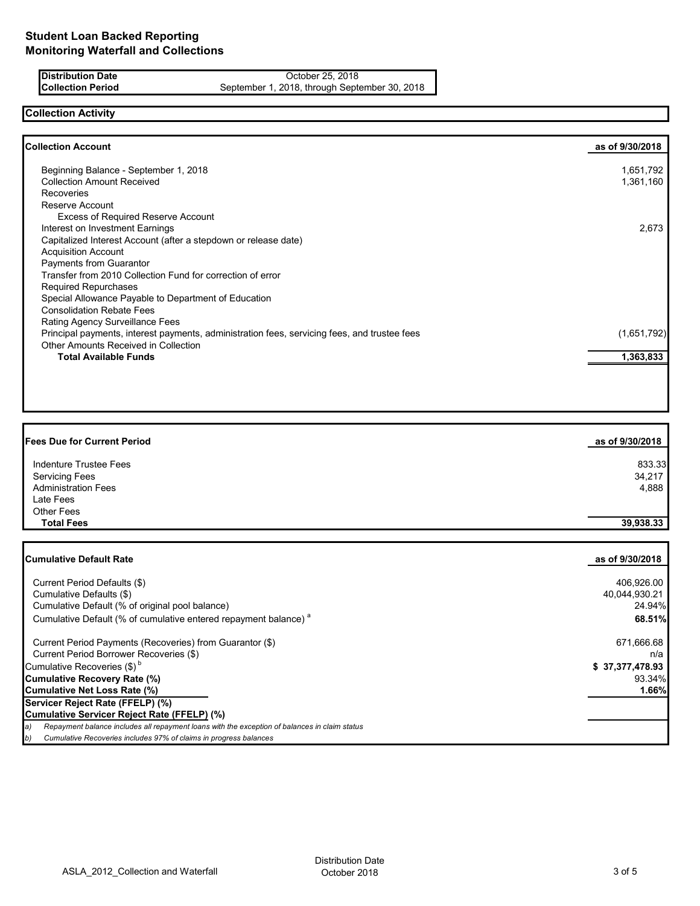# Student Loan Backed Reporting
## Monitoring Waterfall and Collections

| | |
|---|---|
| **Distribution Date** | October 25, 2018 |
| **Collection Period** | September 1, 2018, through September 30, 2018 |

## Collection Activity

| **Collection Account** | **as of 9/30/2018** |
|---|---|
| Beginning Balance - September 1, 2018 | 1,651,792 |
| Collection Amount Received | 1,361,160 |
| Recoveries | |
| Reserve Account | |
| Excess of Required Reserve Account | |
| Interest on Investment Earnings | 2,673 |
| Capitalized Interest Account (after a stepdown or release date) | |
| Acquisition Account | |
| Payments from Guarantor | |
| Transfer from 2010 Collection Fund for correction of error | |
| Required Repurchases | |
| Special Allowance Payable to Department of Education | |
| Consolidation Rebate Fees | |
| Rating Agency Surveillance Fees | |
| Principal payments, interest payments, administration fees, servicing fees, and trustee fees | (1,651,792) |
| Other Amounts Received in Collection | |
| **Total Available Funds** | **1,363,833** |

| **Fees Due for Current Period** | **as of 9/30/2018** |
|---|---|
| Indenture Trustee Fees | 833.33 |
| Servicing Fees | 34,217 |
| Administration Fees | 4,888 |
| Late Fees | |
| Other Fees | |
| **Total Fees** | **39,938.33** |

| **Cumulative Default Rate** | **as of 9/30/2018** |
|---|---|
| Current Period Defaults ($) | 406,926.00 |
| Cumulative Defaults ($) | 40,044,930.21 |
| Cumulative Default (% of original pool balance) | 24.94% |
| Cumulative Default (% of cumulative entered repayment balance) [a] | **68.51%** |
| Current Period Payments (Recoveries) from Guarantor ($) | 671,666.68 |
| Current Period Borrower Recoveries ($) | n/a |
| Cumulative Recoveries ($) [b] | **$ 37,377,478.93** |
| **Cumulative Recovery Rate (%)** | 93.34% |
| **Cumulative Net Loss Rate (%)** | **1.66%** |
| **Servicer Reject Rate (FFELP) (%)** | |
| **Cumulative Servicer Reject Rate (FFELP) (%)** | |

*a) Repayment balance includes all repayment loans with the exception of balances in claim status*

*b) Cumulative Recoveries includes 97% of claims in progress balances*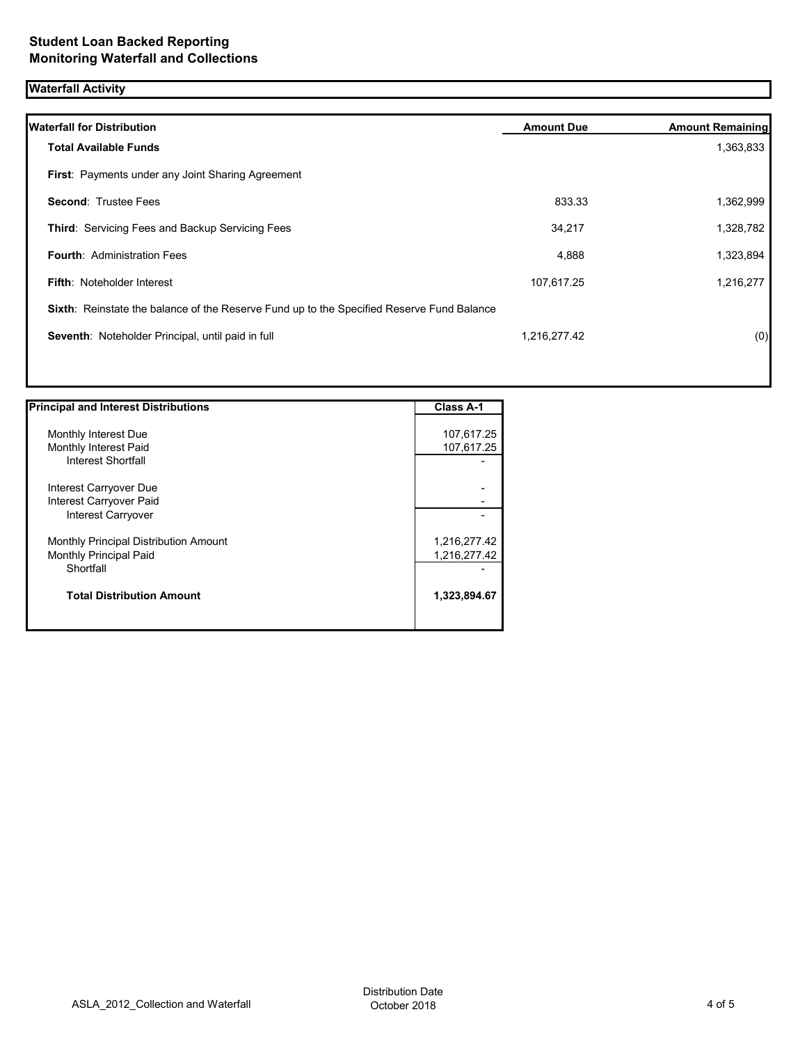**Student Loan Backed Reporting**
**Monitoring Waterfall and Collections**

## Waterfall Activity

| **Waterfall for Distribution** | **Amount Due** | **Amount Remaining** |
|---|---|---|
| **Total Available Funds** | | 1,363,833 |
| **First**: Payments under any Joint Sharing Agreement | | |
| **Second**: Trustee Fees | 833.33 | 1,362,999 |
| **Third**: Servicing Fees and Backup Servicing Fees | 34,217 | 1,328,782 |
| **Fourth**: Administration Fees | 4,888 | 1,323,894 |
| **Fifth**: Noteholder Interest | 107,617.25 | 1,216,277 |
| **Sixth**: Reinstate the balance of the Reserve Fund up to the Specified Reserve Fund Balance | | |
| **Seventh**: Noteholder Principal, until paid in full | 1,216,277.42 | (0) |

| **Principal and Interest Distributions** | **Class A-1** |
|---|---|
| Monthly Interest Due | 107,617.25 |
| Monthly Interest Paid | 107,617.25 |
| Interest Shortfall | - |
| Interest Carryover Due | - |
| Interest Carryover Paid | - |
| Interest Carryover | - |
| Monthly Principal Distribution Amount | 1,216,277.42 |
| Monthly Principal Paid | 1,216,277.42 |
| Shortfall | - |
| **Total Distribution Amount** | **1,323,894.67** |

ASLA_2012_Collection and Waterfall

Distribution Date
October 2018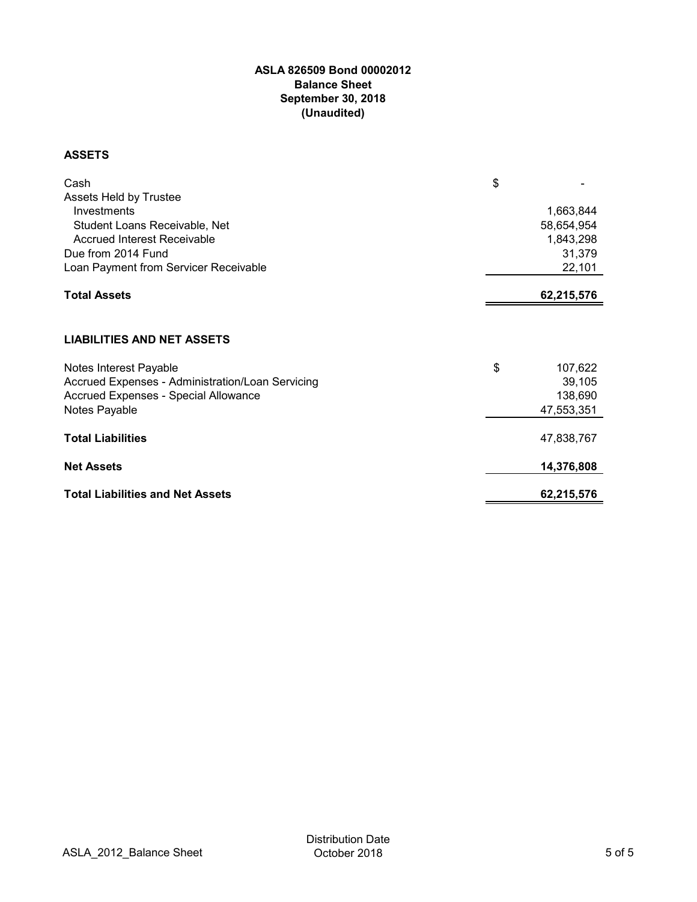**ASLA 826509 Bond 00002012**
**Balance Sheet**
**September 30, 2018**
**(Unaudited)**

**ASSETS**

| | | |
|---|---|---|
| Cash | $ | - |
| Assets Held by Trustee | | |
| Investments | | 1,663,844 |
| Student Loans Receivable, Net | | 58,654,954 |
| Accrued Interest Receivable | | 1,843,298 |
| Due from 2014 Fund | | 31,379 |
| Loan Payment from Servicer Receivable | | 22,101 |
| **Total Assets** | | **62,215,576** |

**LIABILITIES AND NET ASSETS**

| | | |
|---|---|---|
| Notes Interest Payable | $ | 107,622 |
| Accrued Expenses - Administration/Loan Servicing | | 39,105 |
| Accrued Expenses - Special Allowance | | 138,690 |
| Notes Payable | | 47,553,351 |
| **Total Liabilities** | | 47,838,767 |
| **Net Assets** | | **14,376,808** |
| **Total Liabilities and Net Assets** | | **62,215,576** |

ASLA_2012_Balance Sheet

Distribution Date
October 2018